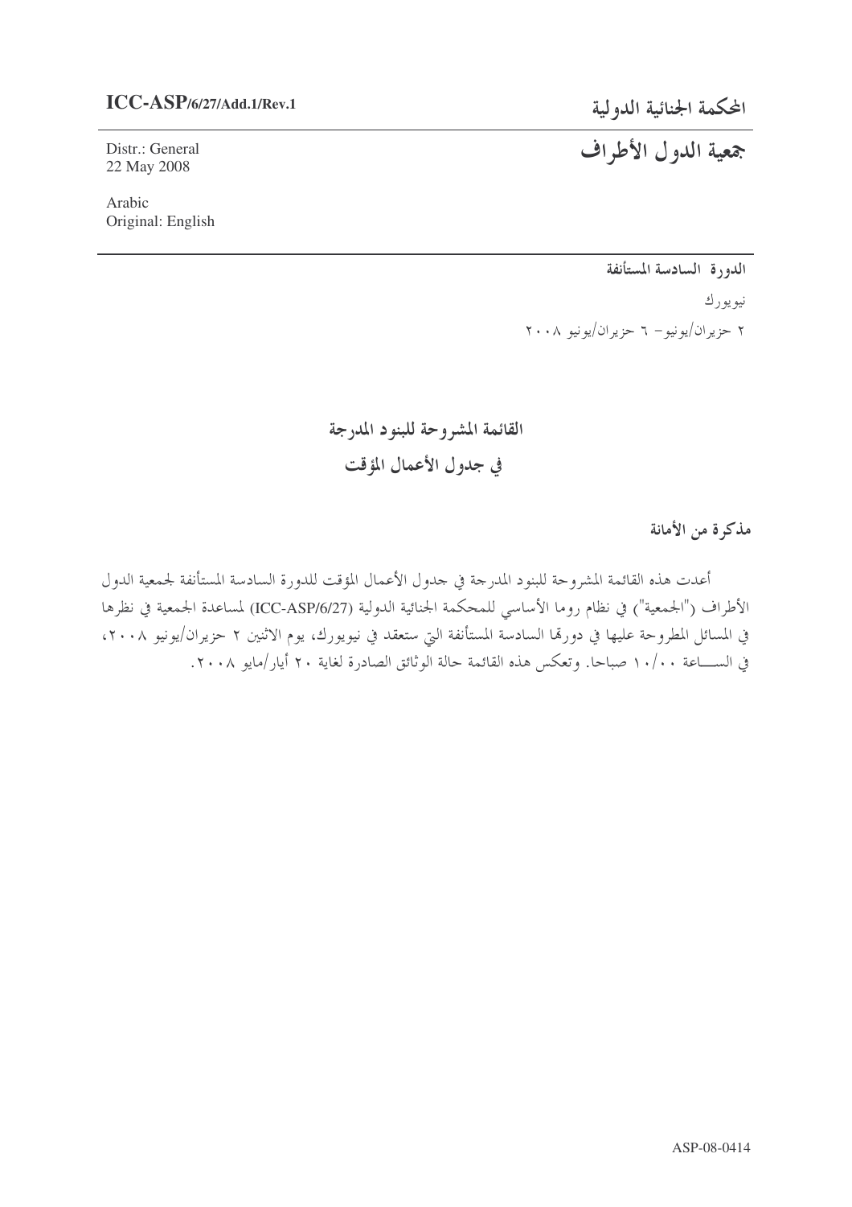**ICC-ASP/6/27/Add.1/Rev.1**

Distr.: General
22 May 2008

Arabic
Original: English

# المحكمة الجنائية الدولية

# جمعية الدول الأطراف

**الدورة السادسة المستأنفة**

نيويورك

٢ حزيران/يونيو– ٦ حزيران/يونيو ٢٠٠٨

## القائمة المشروحة للبنود المدرجة في جدول الأعمال المؤقت

**مذكرة من الأمانة**

أعدت هذه القائمة المشروحة للبنود المدرجة في جدول الأعمال المؤقت للدورة السادسة المستأنفة لجمعية الدول الأطراف ("الجمعية") في نظام روما الأساسي للمحكمة الجنائية الدولية (ICC-ASP/6/27) لمساعدة الجمعية في نظرها في المسائل المطروحة عليها في دورتها السادسة المستأنفة التي ستعقد في نيويورك، يوم الاثنين ٢ حزيران/يونيو ٢٠٠٨، في الساعة ١٠/٠٠ صباحا. وتعكس هذه القائمة حالة الوثائق الصادرة لغاية ٢٠ أيار/مايو ٢٠٠٨.

ASP-08-0414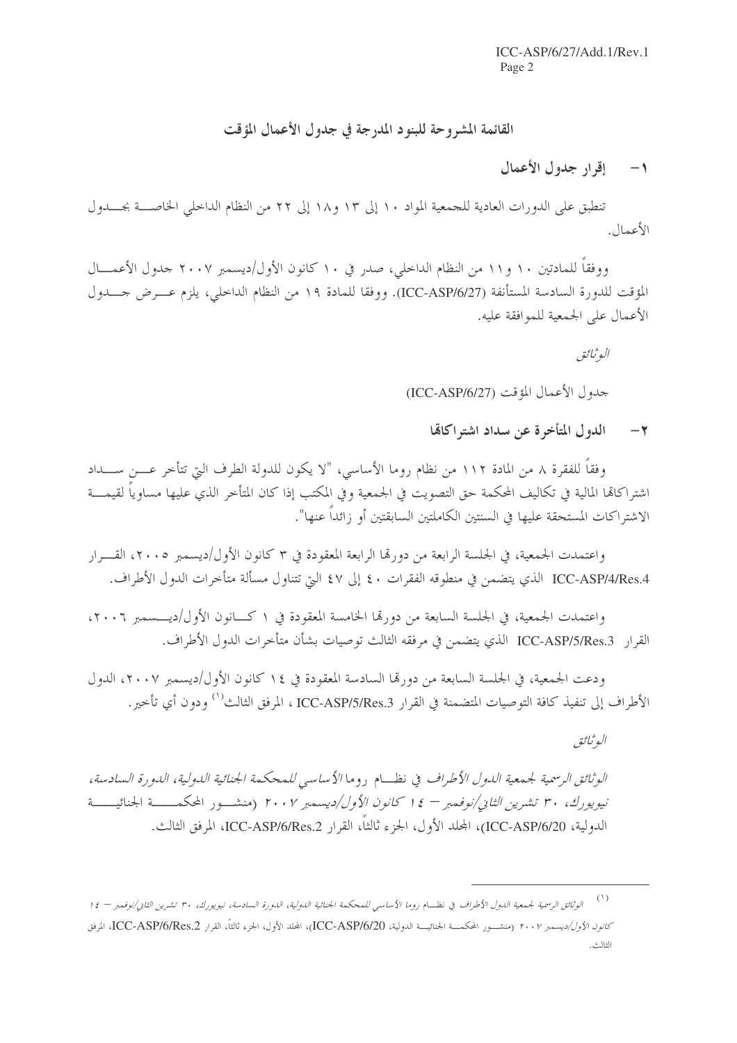## القائمة المشروحة للبنود المدرجة في جدول الأعمال المؤقت

### ١ - إقرار جدول الأعمال

تنطبق على الدورات العادية للجمعية المواد ١٠ إلى ١٣ و١٨ إلى ٢٢ من النظام الداخلي الخاصة بجدول الأعمال.

ووفقاً للمادتين ١٠ و١١ من النظام الداخلي، صدر في ١٠ كانون الأول/ديسمبر ٢٠٠٧ جدول الأعمال المؤقت للدورة السادسة المستأنفة (ICC-ASP/6/27). ووفقا للمادة ١٩ من النظام الداخلي، يلزم عرض جدول الأعمال على الجمعية للموافقة عليه.

*الوثائق*

جدول الأعمال المؤقت (ICC-ASP/6/27)

### ٢ - الدول المتأخرة عن سداد اشتراكاتها

وفقاً للفقرة ٨ من المادة ١١٢ من نظام روما الأساسي، "لا يكون للدولة الطرف التي تتأخر عن سداد اشتراكاتها المالية في تكاليف المحكمة حق التصويت في الجمعية وفي المكتب إذا كان المتأخر الذي عليها مساوياً لقيمة الاشتراكات المستحقة عليها في السنتين الكاملتين السابقتين أو زائداً عنها".

واعتمدت الجمعية، في الجلسة الرابعة من دورتها الرابعة المعقودة في ٣ كانون الأول/ديسمبر ٢٠٠٥، القرار ICC-ASP/4/Res.4 الذي يتضمن في منطوقه الفقرات ٤٠ إلى ٤٧ التي تتناول مسألة متأخرات الدول الأطراف.

واعتمدت الجمعية، في الجلسة السابعة من دورتها الخامسة المعقودة في ١ كانون الأول/ديسمبر ٢٠٠٦، القرار ICC-ASP/5/Res.3 الذي يتضمن في مرفقه الثالث توصيات بشأن متأخرات الدول الأطراف.

ودعت الجمعية، في الجلسة السابعة من دورتها السادسة المعقودة في ١٤ كانون الأول/ديسمبر ٢٠٠٧، الدول الأطراف إلى تنفيذ كافة التوصيات المتضمنة في القرار ICC-ASP/5/Res.3 ، المرفق الثالث[١] ودون أي تأخير.

*الوثائق*

*الوثائق الرسمية لجمعية الدول الأطراف في نظام روما الأساسي للمحكمة الجنائية الدولية، الدورة السادسة، نيويورك، ٣٠ تشرين الثاني/نوفمبر – ١٤ كانون الأول/ديسمبر ٢٠٠٧* (منشور المحكمة الجنائية الدولية، ICC-ASP/6/20)، المجلد الأول، الجزء ثالثاً، القرار ICC-ASP/6/Res.2، المرفق الثالث.

---

[١] *الوثائق الرسمية لجمعية الدول الأطراف في نظام روما الأساسي للمحكمة الجنائية الدولية، الدورة السادسة، نيويورك، ٣٠ تشرين الثاني/نوفمبر – ١٤ كانون الأول/ديسمبر ٢٠٠٧* (منشور المحكمة الجنائية الدولية، ICC-ASP/6/20)، المجلد الأول، الجزء ثالثاً، القرار ICC-ASP/6/Res.2، المرفق الثالث.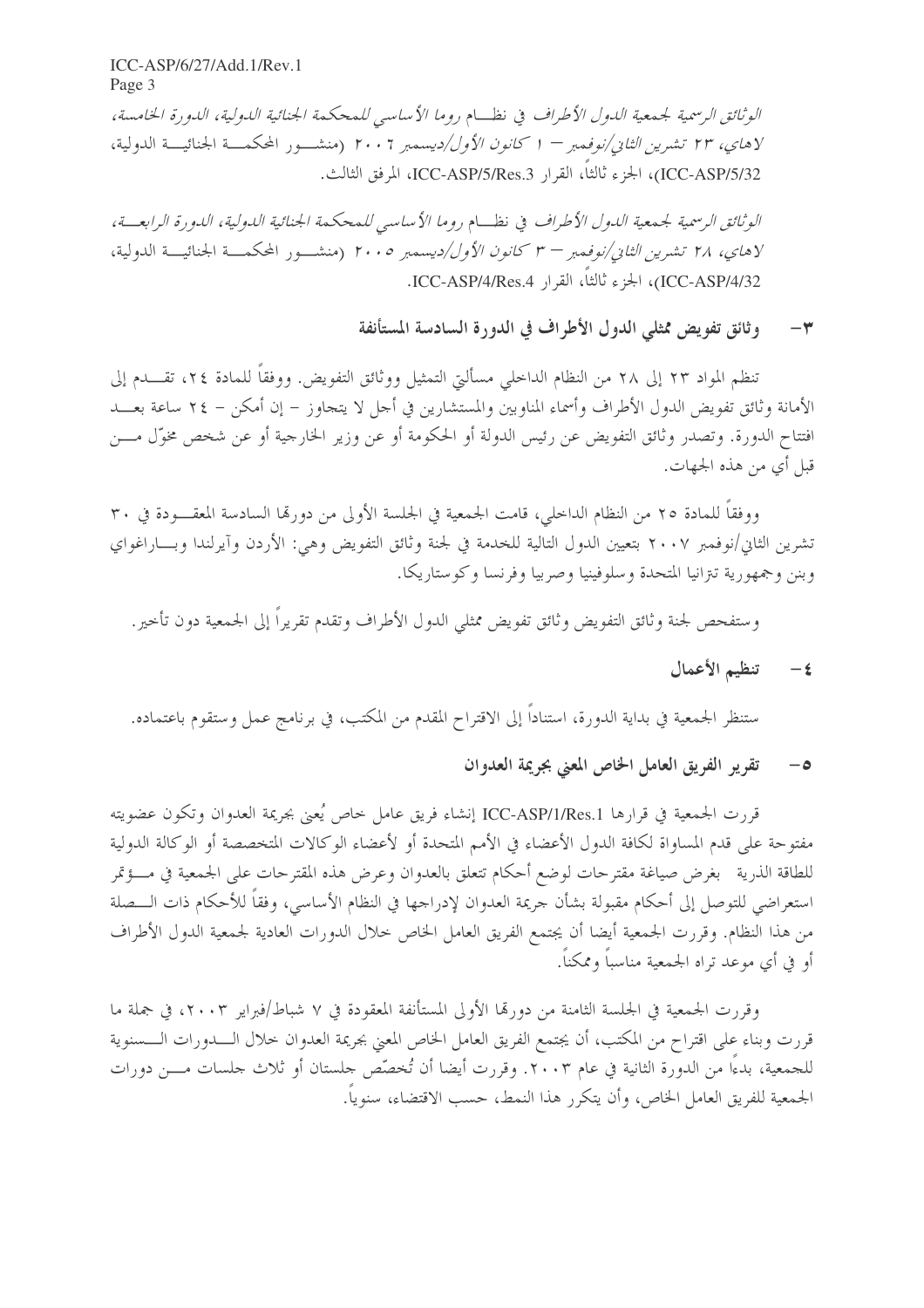*الوثائق الرسمية لجمعية الدول الأطراف في نظام روما الأساسي للمحكمة الجنائية الدولية، الدورة الخامسة، لاهاي، ٢٣ تشرين الثاني/نوفمبر – ١ كانون الأول/ديسمبر ٢٠٠٦* (منشور المحكمة الجنائية الدولية، ICC-ASP/5/32)، الجزء ثالثاً، القرار ICC-ASP/5/Res.3، المرفق الثالث.

*الوثائق الرسمية لجمعية الدول الأطراف في نظام روما الأساسي للمحكمة الجنائية الدولية، الدورة الرابعة، لاهاي، ٢٨ تشرين الثاني/نوفمبر – ٣ كانون الأول/ديسمبر ٢٠٠٥* (منشور المحكمة الجنائية الدولية، ICC-ASP/4/32)، الجزء ثالثاً، القرار ICC-ASP/4/Res.4.

## ٣- وثائق تفويض ممثلي الدول الأطراف في الدورة السادسة المستأنفة

تنظم المواد ٢٣ إلى ٢٨ من النظام الداخلي مسألتي التمثيل ووثائق التفويض. ووفقاً للمادة ٢٤، تقدم إلى الأمانة وثائق تفويض الدول الأطراف وأسماء المناوبين والمستشارين في أجل لا يتجاوز – إن أمكن – ٢٤ ساعة بعد افتتاح الدورة. وتصدر وثائق التفويض عن رئيس الدولة أو الحكومة أو عن وزير الخارجية أو عن شخص مخوّل من قبل أي من هذه الجهات.

ووفقاً للمادة ٢٥ من النظام الداخلي، قامت الجمعية في الجلسة الأولى من دورتها السادسة المعقودة في ٣٠ تشرين الثاني/نوفمبر ٢٠٠٧ بتعيين الدول التالية للخدمة في لجنة وثائق التفويض وهي: الأردن وآيرلندا وباراغواي وبنن وجمهورية تنزانيا المتحدة وسلوفينيا وصربيا وفرنسا وكوستاريكا.

وستفحص لجنة وثائق التفويض وثائق تفويض ممثلي الدول الأطراف وتقدم تقريراً إلى الجمعية دون تأخير.

## ٤- تنظيم الأعمال

ستنظر الجمعية في بداية الدورة، استناداً إلى الاقتراح المقدم من المكتب، في برنامج عمل وستقوم باعتماده.

## ٥- تقرير الفريق العامل الخاص المعني بجريمة العدوان

قررت الجمعية في قرارها ICC-ASP/1/Res.1 إنشاء فريق عامل خاص يُعنى بجريمة العدوان وتكون عضويته مفتوحة على قدم المساواة لكافة الدول الأعضاء في الأمم المتحدة أو لأعضاء الوكالات المتخصصة أو الوكالة الدولية للطاقة الذرية بغرض صياغة مقترحات لوضع أحكام تتعلق بالعدوان وعرض هذه المقترحات على الجمعية في مؤتمر استعراضي للتوصل إلى أحكام مقبولة بشأن جريمة العدوان لإدراجها في النظام الأساسي، وفقاً للأحكام ذات الصلة من هذا النظام. وقررت الجمعية أيضا أن يجتمع الفريق العامل الخاص خلال الدورات العادية لجمعية الدول الأطراف أو في أي موعد تراه الجمعية مناسباً وممكناً.

وقررت الجمعية في الجلسة الثامنة من دورتها الأولى المستأنفة المعقودة في ٧ شباط/فبراير ٢٠٠٣، في جملة ما قررت وبناء على اقتراح من المكتب، أن يجتمع الفريق العامل الخاص المعني بجريمة العدوان خلال الدورات السنوية للجمعية، بدءاً من الدورة الثانية في عام ٢٠٠٣. وقررت أيضا أن تُخصّص جلستان أو ثلاث جلسات من دورات الجمعية للفريق العامل الخاص، وأن يتكرر هذا النمط، حسب الاقتضاء، سنوياً.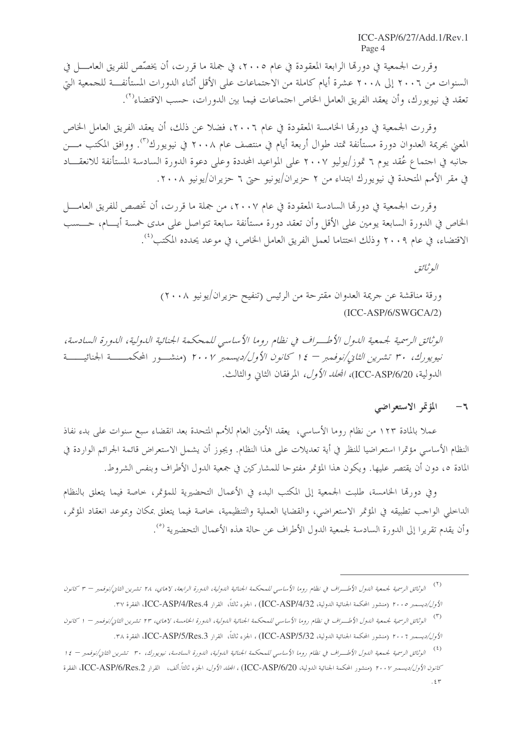وقررت الجمعية في دورتها الرابعة المعقودة في عام ٢٠٠٥، في جملة ما قررت، أن يخصّص للفريق العامل في السنوات من ٢٠٠٦ إلى ٢٠٠٨ عشرة أيام كاملة على الأقل من الاجتماعات أثناء الدورات المستأنفة للجمعية التي تعقد في نيويورك، وأن يعقد الفريق العامل الخاص اجتماعات فيما بين الدورات، حسب الاقتضاء[2].

وقررت الجمعية في دورتها الخامسة المعقودة في عام ٢٠٠٦، فضلا عن ذلك، أن يعقد الفريق العامل الخاص المعني بجريمة العدوان دورة مستأنفة تمتد طوال أربعة أيام في منتصف عام ٢٠٠٨ في نيويورك[3]. ووافق المكتب من جانبه في اجتماع عُقد يوم ٦ تموز/يوليو ٢٠٠٧ على المواعيد المحددة وعلى دعوة الدورة السادسة المستأنفة للانعقاد في مقر الأمم المتحدة في نيويورك ابتداء من ٢ حزيران/يونيو حتى ٦ حزيران/يونيو ٢٠٠٨.

وقررت الجمعية في دورتها السادسة المعقودة في عام ٢٠٠٧، من جملة ما قررت، أن تخصص للفريق العامل الخاص في الدورة السابعة يومين على الأقل وأن تعقد دورة مستأنفة سابعة تتواصل على مدى خمسة أيام، حسب الاقتضاء، في عام ٢٠٠٩ وذلك اختتاما لعمل الفريق العامل الخاص، في موعد يحدده المكتب[4].

*الوثائق*

ورقة مناقشة عن جريمة العدوان مقترحة من الرئيس (تنقيح حزيران/يونيو ٢٠٠٨) (ICC-ASP/6/SWGCA/2)

*الوثائق الرسمية لجمعية الدول الأطراف في نظام روما الأساسي للمحكمة الجنائية الدولية، الدورة السادسة، نيويورك، ٣٠ تشرين الثاني/نوفمبر – ١٤ كانون الأول/ديسمبر ٢٠٠٧* (منشور المحكمة الجنائية الدولية، ICC-ASP/6/20)، *المجلد الأول*، المرفقان الثاني والثالث.

## ٦- المؤتمر الاستعراضي

عملا بالمادة ١٢٣ من نظام روما الأساسي، يعقد الأمين العام للأمم المتحدة بعد انقضاء سبع سنوات على بدء نفاذ النظام الأساسي مؤتمرا استعراضيا للنظر في أية تعديلات على هذا النظام. ويجوز أن يشمل الاستعراض قائمة الجرائم الواردة في المادة ٥، دون أن يقتصر عليها. ويكون هذا المؤتمر مفتوحا للمشاركين في جمعية الدول الأطراف وبنفس الشروط.

وفي دورتها الخامسة، طلبت الجمعية إلى المكتب البدء في الأعمال التحضيرية للمؤتمر، خاصة فيما يتعلق بالنظام الداخلي الواجب تطبيقه في المؤتمر الاستعراضي، والقضايا العملية والتنظيمية، خاصة فيما يتعلق بمكان وبموعد انعقاد المؤتمر، وأن يقدم تقريرا إلى الدورة السادسة لجمعية الدول الأطراف عن حالة هذه الأعمال التحضيرية[5].

---

[2] *الوثائق الرسمية لجمعية الدول الأطراف في نظام روما الأساسي للمحكمة الجنائية الدولية، الدورة الرابعة، لاهاي، ٢٨ تشرين الثاني/نوفمبر – ٣ كانون الأول/ديسمبر ٢٠٠٥* (منشور المحكمة الجنائية الدولية، ICC-ASP/4/32)، الجزء ثالثاً، القرار ICC-ASP/4/Res.4، الفقرة ٣٧.

[3] *الوثائق الرسمية لجمعية الدول الأطراف في نظام روما الأساسي للمحكمة الجنائية الدولية، الدورة الخامسة، لاهاي، ٢٣ تشرين الثاني/نوفمبر – ١ كانون الأول/ديسمبر ٢٠٠٦* (منشور المحكمة الجنائية الدولية، ICC-ASP/5/32)، الجزء ثالثاً، القرار ICC-ASP/5/Res.3، الفقرة ٣٨.

[4] *الوثائق الرسمية لجمعية الدول الأطراف في نظام روما الأساسي للمحكمة الجنائية الدولية، الدورة السادسة، نيويورك، ٣٠ تشرين الثاني/نوفمبر – ١٤ كانون الأول/ديسمبر ٢٠٠٧* (منشور المحكمة الجنائية الدولية، ICC-ASP/6/20)، *المجلد الأول*، الجزء ثالثاً.ألف، القرار ICC-ASP/6/Res.2، الفقرة ٤٣.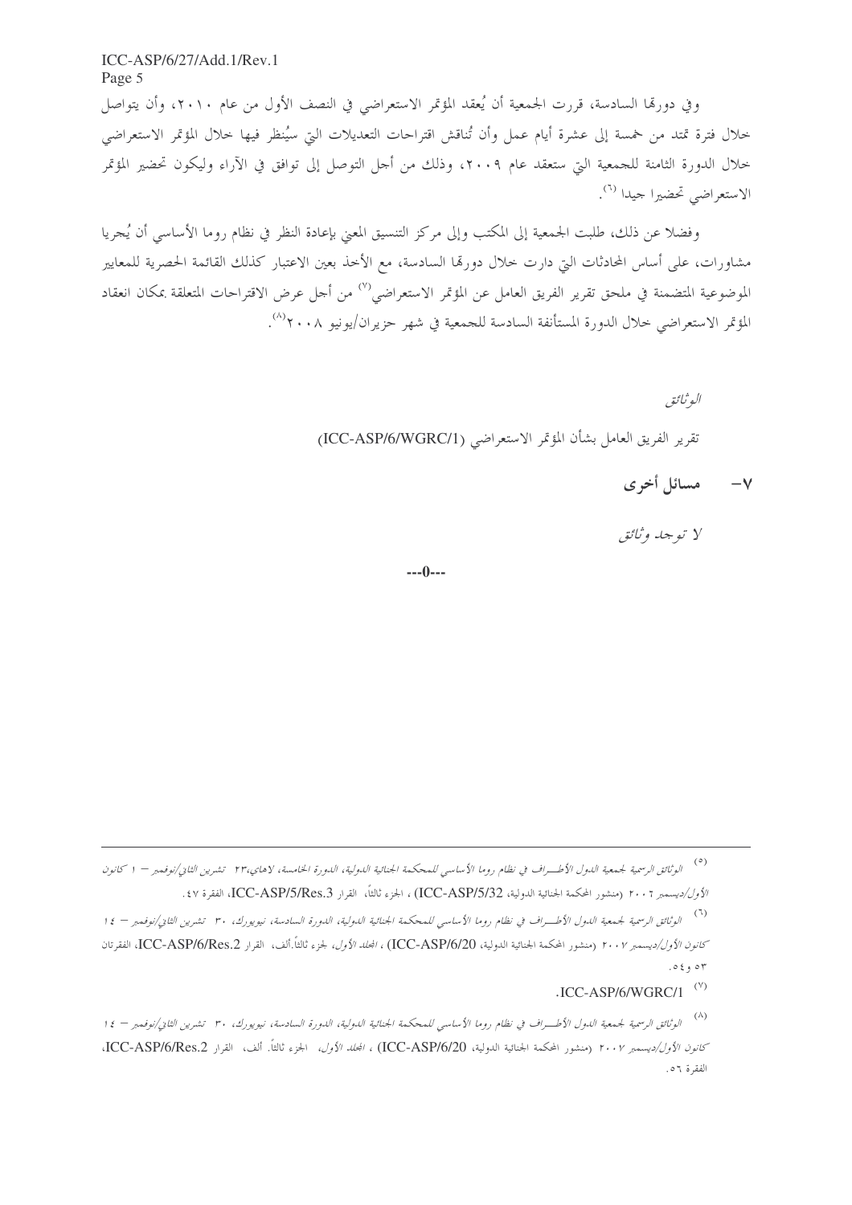وفي دورتها السادسة، قررت الجمعية أن يُعقد المؤتمر الاستعراضي في النصف الأول من عام ٢٠١٠، وأن يتواصل خلال فترة تمتد من خمسة إلى عشرة أيام عمل وأن تُناقش اقتراحات التعديلات التي سيُنظر فيها خلال المؤتمر الاستعراضي خلال الدورة الثامنة للجمعية التي ستعقد عام ٢٠٠٩، وذلك من أجل التوصل إلى توافق في الآراء وليكون تحضير المؤتمر الاستعراضي تحضيرا جيدا [٦].

وفضلا عن ذلك، طلبت الجمعية إلى المكتب وإلى مركز التنسيق المعني بإعادة النظر في نظام روما الأساسي أن يُجريا مشاورات، على أساس المحادثات التي دارت خلال دورتها السادسة، مع الأخذ بعين الاعتبار كذلك القائمة الحصرية للمعايير الموضوعية المتضمنة في ملحق تقرير الفريق العامل عن المؤتمر الاستعراضي[٧] من أجل عرض الاقتراحات المتعلقة بمكان انعقاد المؤتمر الاستعراضي خلال الدورة المستأنفة السادسة للجمعية في شهر حزيران/يونيو ٢٠٠٨[٨].

*الوثائق*

تقرير الفريق العامل بشأن المؤتمر الاستعراضي (ICC-ASP/6/WGRC/1)

## ٧- مسائل أخرى

*لا توجد وثائق*

---0---

---

(٥) *الوثائق الرسمية لجمعية الدول الأطراف في نظام روما الأساسي للمحكمة الجنائية الدولية، الدورة الخامسة، لاهاي،٢٣ تشرين الثاني/نوفمبر – ١ كانون الأول/ديسمبر* ٢٠٠٦ (منشور المحكمة الجنائية الدولية، ICC-ASP/5/32) ، الجزء ثالثاً، القرار ICC-ASP/5/Res.3، الفقرة ٤٧.

(٦) *الوثائق الرسمية لجمعية الدول الأطراف في نظام روما الأساسي للمحكمة الجنائية الدولية، الدورة السادسة، نيويورك، ٣٠ تشرين الثاني/نوفمبر – ١٤ كانون الأول/ديسمبر ٢٠٠٧* (منشور المحكمة الجنائية الدولية، ICC-ASP/6/20) ، *المجلد الأول*، جزء ثالثاً.ألف، القرار ICC-ASP/6/Res.2، الفقرتان ٥٣ و٥٤.

(٧) ICC-ASP/6/WGRC/1.

(٨) *الوثائق الرسمية لجمعية الدول الأطراف في نظام روما الأساسي للمحكمة الجنائية الدولية، الدورة السادسة، نيويورك، ٣٠ تشرين الثاني/نوفمبر – ١٤ كانون الأول/ديسمبر ٢٠٠٧* (منشور المحكمة الجنائية الدولية، ICC-ASP/6/20) ، *المجلد الأول*، الجزء ثالثاً. ألف، القرار ICC-ASP/6/Res.2، الفقرة ٥٦.